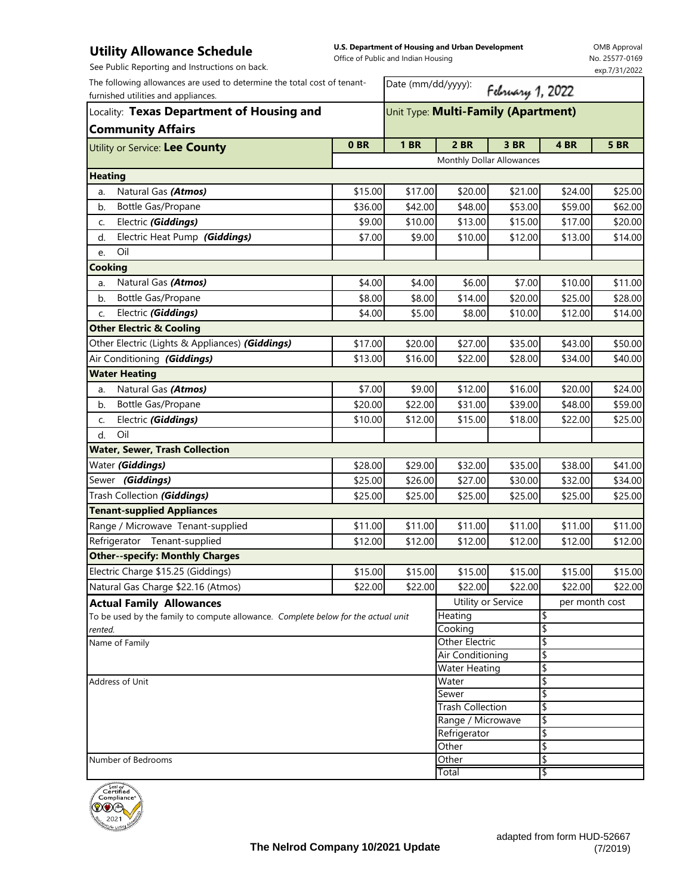# Utility Allowance Schedule

See Public Reporting and Instructions on back.

**U.S. Department of Housing and Urban Development**
Office of Public and Indian Housing

OMB Approval No. 25577-0169 exp.7/31/2022

The following allowances are used to determine the total cost of tenant-furnished utilities and appliances.

Date (mm/dd/yyyy): February 1, 2022

Locality: **Texas Department of Housing and Community Affairs**

Unit Type: **Multi-Family (Apartment)**

| Utility or Service: **Lee County** | 0 BR | 1 BR | 2 BR | 3 BR | 4 BR | 5 BR |
|---|---|---|---|---|---|---|
| | Monthly Dollar Allowances | | | | | |
| **Heating** | | | | | | |
| a. Natural Gas ***(Atmos)*** | $15.00 | $17.00 | $20.00 | $21.00 | $24.00 | $25.00 |
| b. Bottle Gas/Propane | $36.00 | $42.00 | $48.00 | $53.00 | $59.00 | $62.00 |
| c. Electric ***(Giddings)*** | $9.00 | $10.00 | $13.00 | $15.00 | $17.00 | $20.00 |
| d. Electric Heat Pump ***(Giddings)*** | $7.00 | $9.00 | $10.00 | $12.00 | $13.00 | $14.00 |
| e. Oil | | | | | | |
| **Cooking** | | | | | | |
| a. Natural Gas ***(Atmos)*** | $4.00 | $4.00 | $6.00 | $7.00 | $10.00 | $11.00 |
| b. Bottle Gas/Propane | $8.00 | $8.00 | $14.00 | $20.00 | $25.00 | $28.00 |
| c. Electric ***(Giddings)*** | $4.00 | $5.00 | $8.00 | $10.00 | $12.00 | $14.00 |
| **Other Electric & Cooling** | | | | | | |
| Other Electric (Lights & Appliances) ***(Giddings)*** | $17.00 | $20.00 | $27.00 | $35.00 | $43.00 | $50.00 |
| Air Conditioning ***(Giddings)*** | $13.00 | $16.00 | $22.00 | $28.00 | $34.00 | $40.00 |
| **Water Heating** | | | | | | |
| a. Natural Gas ***(Atmos)*** | $7.00 | $9.00 | $12.00 | $16.00 | $20.00 | $24.00 |
| b. Bottle Gas/Propane | $20.00 | $22.00 | $31.00 | $39.00 | $48.00 | $59.00 |
| c. Electric ***(Giddings)*** | $10.00 | $12.00 | $15.00 | $18.00 | $22.00 | $25.00 |
| d. Oil | | | | | | |
| **Water, Sewer, Trash Collection** | | | | | | |
| Water ***(Giddings)*** | $28.00 | $29.00 | $32.00 | $35.00 | $38.00 | $41.00 |
| Sewer ***(Giddings)*** | $25.00 | $26.00 | $27.00 | $30.00 | $32.00 | $34.00 |
| Trash Collection ***(Giddings)*** | $25.00 | $25.00 | $25.00 | $25.00 | $25.00 | $25.00 |
| **Tenant-supplied Appliances** | | | | | | |
| Range / Microwave Tenant-supplied | $11.00 | $11.00 | $11.00 | $11.00 | $11.00 | $11.00 |
| Refrigerator Tenant-supplied | $12.00 | $12.00 | $12.00 | $12.00 | $12.00 | $12.00 |
| **Other--specify: Monthly Charges** | | | | | | |
| Electric Charge $15.25 (Giddings) | $15.00 | $15.00 | $15.00 | $15.00 | $15.00 | $15.00 |
| Natural Gas Charge $22.16 (Atmos) | $22.00 | $22.00 | $22.00 | $22.00 | $22.00 | $22.00 |

**Actual Family Allowances**

To be used by the family to compute allowance. *Complete below for the actual unit rented.*

Name of Family

Address of Unit

Number of Bedrooms

| Utility or Service | per month cost |
|---|---|
| Heating | $ |
| Cooking | $ |
| Other Electric | $ |
| Air Conditioning | $ |
| Water Heating | $ |
| Water | $ |
| Sewer | $ |
| Trash Collection | $ |
| Range / Microwave | $ |
| Refrigerator | $ |
| Other | $ |
| Other | $ |
| Total | $ |

**The Nelrod Company 10/2021 Update**

adapted from form HUD-52667 (7/2019)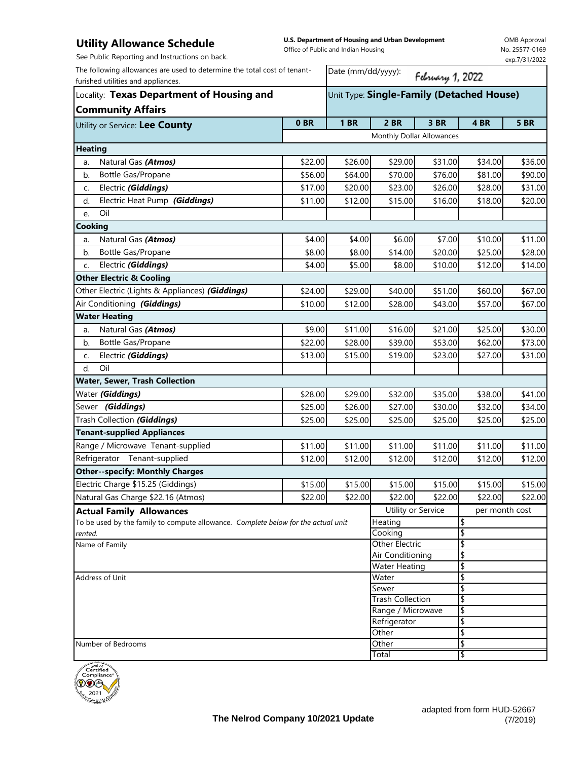# Utility Allowance Schedule

See Public Reporting and Instructions on back.

**U.S. Department of Housing and Urban Development**
Office of Public and Indian Housing

OMB Approval No. 25577-0169 exp.7/31/2022

The following allowances are used to determine the total cost of tenant-furnished utilities and appliances.

Date (mm/dd/yyyy): February 1, 2022

Locality: **Texas Department of Housing and Community Affairs**

Unit Type: **Single-Family (Detached House)**

| Utility or Service: **Lee County** | 0 BR | 1 BR | 2 BR | 3 BR | 4 BR | 5 BR |
|---|---|---|---|---|---|---|
| | Monthly Dollar Allowances | | | | | |
| **Heating** | | | | | | |
| a. Natural Gas ***(Atmos)*** | $22.00 | $26.00 | $29.00 | $31.00 | $34.00 | $36.00 |
| b. Bottle Gas/Propane | $56.00 | $64.00 | $70.00 | $76.00 | $81.00 | $90.00 |
| c. Electric ***(Giddings)*** | $17.00 | $20.00 | $23.00 | $26.00 | $28.00 | $31.00 |
| d. Electric Heat Pump ***(Giddings)*** | $11.00 | $12.00 | $15.00 | $16.00 | $18.00 | $20.00 |
| e. Oil | | | | | | |
| **Cooking** | | | | | | |
| a. Natural Gas ***(Atmos)*** | $4.00 | $4.00 | $6.00 | $7.00 | $10.00 | $11.00 |
| b. Bottle Gas/Propane | $8.00 | $8.00 | $14.00 | $20.00 | $25.00 | $28.00 |
| c. Electric ***(Giddings)*** | $4.00 | $5.00 | $8.00 | $10.00 | $12.00 | $14.00 |
| **Other Electric & Cooling** | | | | | | |
| Other Electric (Lights & Appliances) ***(Giddings)*** | $24.00 | $29.00 | $40.00 | $51.00 | $60.00 | $67.00 |
| Air Conditioning ***(Giddings)*** | $10.00 | $12.00 | $28.00 | $43.00 | $57.00 | $67.00 |
| **Water Heating** | | | | | | |
| a. Natural Gas ***(Atmos)*** | $9.00 | $11.00 | $16.00 | $21.00 | $25.00 | $30.00 |
| b. Bottle Gas/Propane | $22.00 | $28.00 | $39.00 | $53.00 | $62.00 | $73.00 |
| c. Electric ***(Giddings)*** | $13.00 | $15.00 | $19.00 | $23.00 | $27.00 | $31.00 |
| d. Oil | | | | | | |
| **Water, Sewer, Trash Collection** | | | | | | |
| Water ***(Giddings)*** | $28.00 | $29.00 | $32.00 | $35.00 | $38.00 | $41.00 |
| Sewer ***(Giddings)*** | $25.00 | $26.00 | $27.00 | $30.00 | $32.00 | $34.00 |
| Trash Collection ***(Giddings)*** | $25.00 | $25.00 | $25.00 | $25.00 | $25.00 | $25.00 |
| **Tenant-supplied Appliances** | | | | | | |
| Range / Microwave Tenant-supplied | $11.00 | $11.00 | $11.00 | $11.00 | $11.00 | $11.00 |
| Refrigerator Tenant-supplied | $12.00 | $12.00 | $12.00 | $12.00 | $12.00 | $12.00 |
| **Other--specify: Monthly Charges** | | | | | | |
| Electric Charge $15.25 (Giddings) | $15.00 | $15.00 | $15.00 | $15.00 | $15.00 | $15.00 |
| Natural Gas Charge $22.16 (Atmos) | $22.00 | $22.00 | $22.00 | $22.00 | $22.00 | $22.00 |

**Actual Family Allowances**

To be used by the family to compute allowance. *Complete below for the actual unit rented.*

Name of Family

Address of Unit

Number of Bedrooms

| Utility or Service | per month cost |
|---|---|
| Heating | $ |
| Cooking | $ |
| Other Electric | $ |
| Air Conditioning | $ |
| Water Heating | $ |
| Water | $ |
| Sewer | $ |
| Trash Collection | $ |
| Range / Microwave | $ |
| Refrigerator | $ |
| Other | $ |
| Other | $ |
| Total | $ |

Seal of Certified Compliance 2021

**The Nelrod Company 10/2021 Update**

adapted from form HUD-52667 (7/2019)